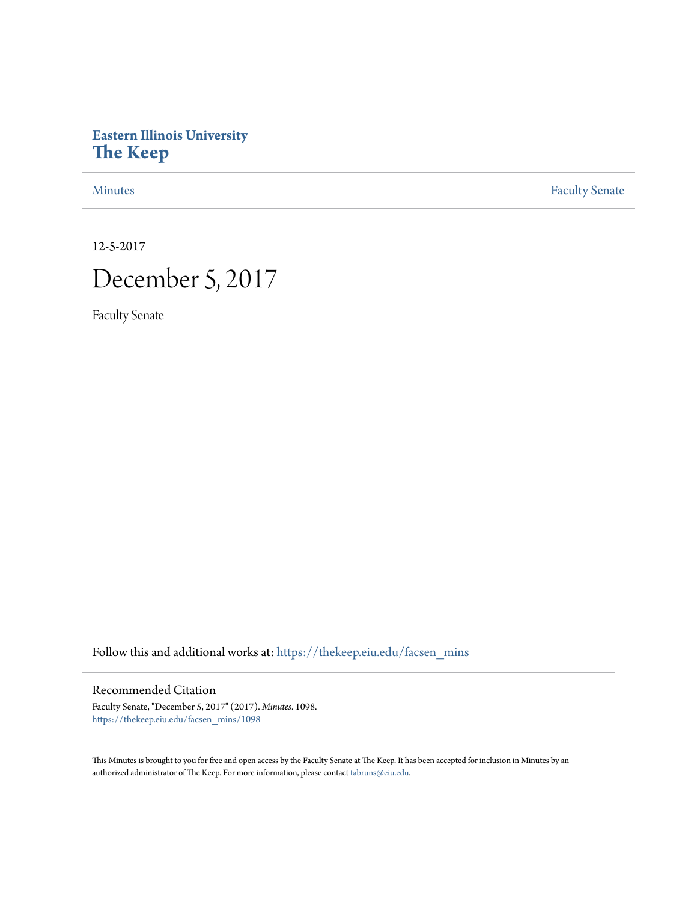**Eastern Illinois University**
**The Keep**

Minutes | Faculty Senate

12-5-2017

# December 5, 2017

Faculty Senate

Follow this and additional works at: https://thekeep.eiu.edu/facsen_mins

## Recommended Citation

Faculty Senate, "December 5, 2017" (2017). *Minutes*. 1098.
https://thekeep.eiu.edu/facsen_mins/1098

This Minutes is brought to you for free and open access by the Faculty Senate at The Keep. It has been accepted for inclusion in Minutes by an authorized administrator of The Keep. For more information, please contact tabruns@eiu.edu.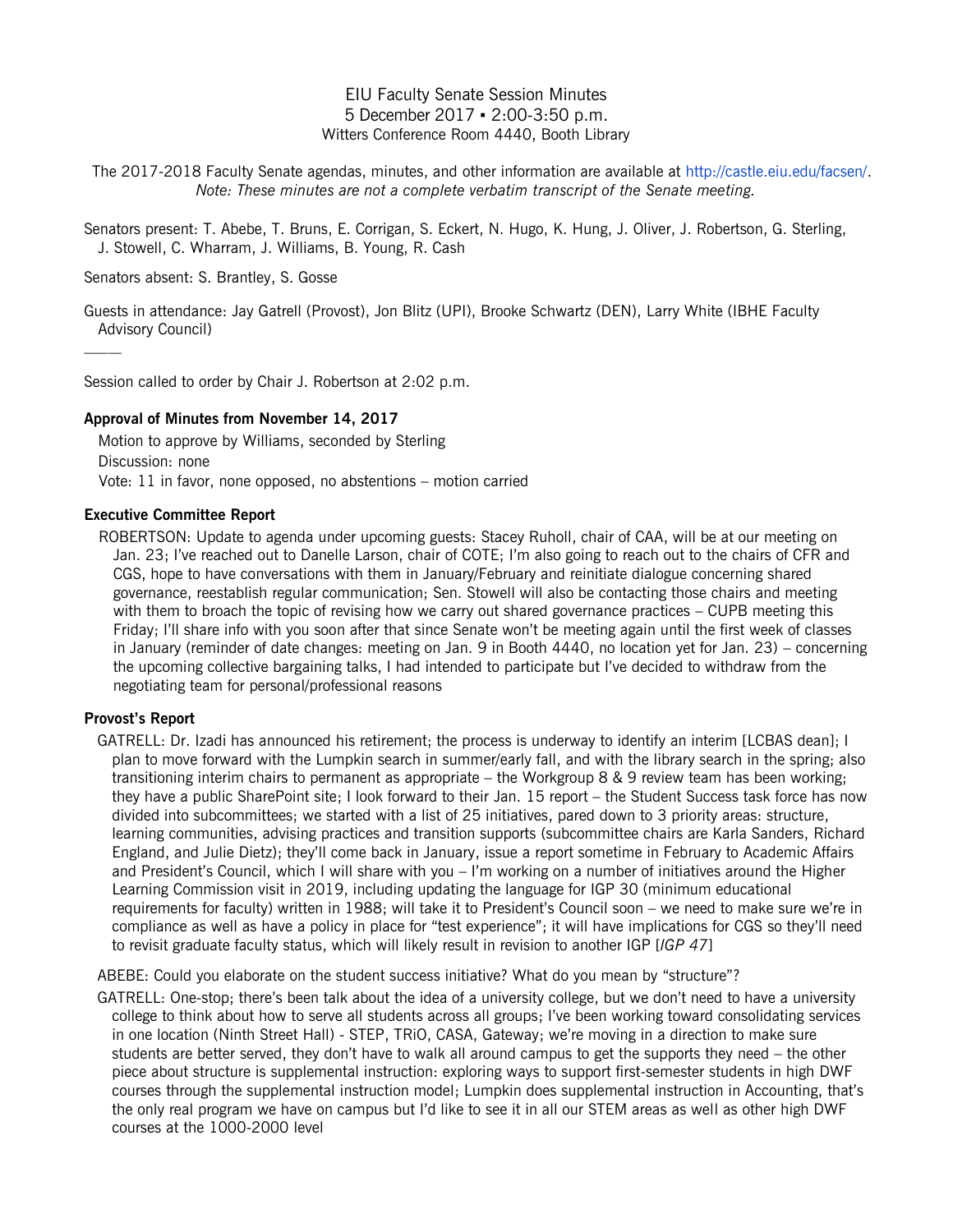EIU Faculty Senate Session Minutes
5 December 2017 ▪ 2:00-3:50 p.m.
Witters Conference Room 4440, Booth Library

The 2017-2018 Faculty Senate agendas, minutes, and other information are available at http://castle.eiu.edu/facsen/.
*Note: These minutes are not a complete verbatim transcript of the Senate meeting.*

Senators present: T. Abebe, T. Bruns, E. Corrigan, S. Eckert, N. Hugo, K. Hung, J. Oliver, J. Robertson, G. Sterling, J. Stowell, C. Wharram, J. Williams, B. Young, R. Cash

Senators absent: S. Brantley, S. Gosse

Guests in attendance: Jay Gatrell (Provost), Jon Blitz (UPI), Brooke Schwartz (DEN), Larry White (IBHE Faculty Advisory Council)

\_\_\_\_\_

Session called to order by Chair J. Robertson at 2:02 p.m.

**Approval of Minutes from November 14, 2017**

Motion to approve by Williams, seconded by Sterling
Discussion: none
Vote: 11 in favor, none opposed, no abstentions – motion carried

**Executive Committee Report**

ROBERTSON: Update to agenda under upcoming guests: Stacey Ruholl, chair of CAA, will be at our meeting on Jan. 23; I've reached out to Danelle Larson, chair of COTE; I'm also going to reach out to the chairs of CFR and CGS, hope to have conversations with them in January/February and reinitiate dialogue concerning shared governance, reestablish regular communication; Sen. Stowell will also be contacting those chairs and meeting with them to broach the topic of revising how we carry out shared governance practices – CUPB meeting this Friday; I'll share info with you soon after that since Senate won't be meeting again until the first week of classes in January (reminder of date changes: meeting on Jan. 9 in Booth 4440, no location yet for Jan. 23) – concerning the upcoming collective bargaining talks, I had intended to participate but I've decided to withdraw from the negotiating team for personal/professional reasons

**Provost's Report**

GATRELL: Dr. Izadi has announced his retirement; the process is underway to identify an interim [LCBAS dean]; I plan to move forward with the Lumpkin search in summer/early fall, and with the library search in the spring; also transitioning interim chairs to permanent as appropriate – the Workgroup 8 & 9 review team has been working; they have a public SharePoint site; I look forward to their Jan. 15 report – the Student Success task force has now divided into subcommittees; we started with a list of 25 initiatives, pared down to 3 priority areas: structure, learning communities, advising practices and transition supports (subcommittee chairs are Karla Sanders, Richard England, and Julie Dietz); they'll come back in January, issue a report sometime in February to Academic Affairs and President's Council, which I will share with you – I'm working on a number of initiatives around the Higher Learning Commission visit in 2019, including updating the language for IGP 30 (minimum educational requirements for faculty) written in 1988; will take it to President's Council soon – we need to make sure we're in compliance as well as have a policy in place for "test experience"; it will have implications for CGS so they'll need to revisit graduate faculty status, which will likely result in revision to another IGP [*IGP 47*]

ABEBE: Could you elaborate on the student success initiative? What do you mean by "structure"?

GATRELL: One-stop; there's been talk about the idea of a university college, but we don't need to have a university college to think about how to serve all students across all groups; I've been working toward consolidating services in one location (Ninth Street Hall) - STEP, TRiO, CASA, Gateway; we're moving in a direction to make sure students are better served, they don't have to walk all around campus to get the supports they need – the other piece about structure is supplemental instruction: exploring ways to support first-semester students in high DWF courses through the supplemental instruction model; Lumpkin does supplemental instruction in Accounting, that's the only real program we have on campus but I'd like to see it in all our STEM areas as well as other high DWF courses at the 1000-2000 level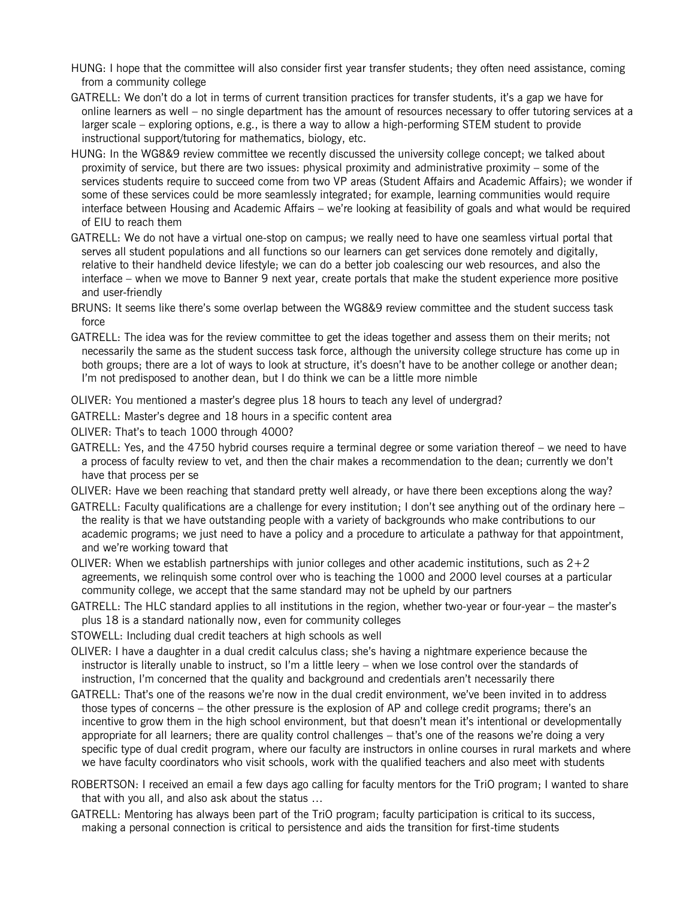HUNG: I hope that the committee will also consider first year transfer students; they often need assistance, coming from a community college

GATRELL: We don't do a lot in terms of current transition practices for transfer students, it's a gap we have for online learners as well – no single department has the amount of resources necessary to offer tutoring services at a larger scale – exploring options, e.g., is there a way to allow a high-performing STEM student to provide instructional support/tutoring for mathematics, biology, etc.

HUNG: In the WG8&9 review committee we recently discussed the university college concept; we talked about proximity of service, but there are two issues: physical proximity and administrative proximity – some of the services students require to succeed come from two VP areas (Student Affairs and Academic Affairs); we wonder if some of these services could be more seamlessly integrated; for example, learning communities would require interface between Housing and Academic Affairs – we're looking at feasibility of goals and what would be required of EIU to reach them

GATRELL: We do not have a virtual one-stop on campus; we really need to have one seamless virtual portal that serves all student populations and all functions so our learners can get services done remotely and digitally, relative to their handheld device lifestyle; we can do a better job coalescing our web resources, and also the interface – when we move to Banner 9 next year, create portals that make the student experience more positive and user-friendly

BRUNS: It seems like there's some overlap between the WG8&9 review committee and the student success task force

GATRELL: The idea was for the review committee to get the ideas together and assess them on their merits; not necessarily the same as the student success task force, although the university college structure has come up in both groups; there are a lot of ways to look at structure, it's doesn't have to be another college or another dean; I'm not predisposed to another dean, but I do think we can be a little more nimble

OLIVER: You mentioned a master's degree plus 18 hours to teach any level of undergrad?

GATRELL: Master's degree and 18 hours in a specific content area

OLIVER: That's to teach 1000 through 4000?

GATRELL: Yes, and the 4750 hybrid courses require a terminal degree or some variation thereof – we need to have a process of faculty review to vet, and then the chair makes a recommendation to the dean; currently we don't have that process per se

OLIVER: Have we been reaching that standard pretty well already, or have there been exceptions along the way?

GATRELL: Faculty qualifications are a challenge for every institution; I don't see anything out of the ordinary here – the reality is that we have outstanding people with a variety of backgrounds who make contributions to our academic programs; we just need to have a policy and a procedure to articulate a pathway for that appointment, and we're working toward that

OLIVER: When we establish partnerships with junior colleges and other academic institutions, such as 2+2 agreements, we relinquish some control over who is teaching the 1000 and 2000 level courses at a particular community college, we accept that the same standard may not be upheld by our partners

GATRELL: The HLC standard applies to all institutions in the region, whether two-year or four-year – the master's plus 18 is a standard nationally now, even for community colleges

STOWELL: Including dual credit teachers at high schools as well

OLIVER: I have a daughter in a dual credit calculus class; she's having a nightmare experience because the instructor is literally unable to instruct, so I'm a little leery – when we lose control over the standards of instruction, I'm concerned that the quality and background and credentials aren't necessarily there

GATRELL: That's one of the reasons we're now in the dual credit environment, we've been invited in to address those types of concerns – the other pressure is the explosion of AP and college credit programs; there's an incentive to grow them in the high school environment, but that doesn't mean it's intentional or developmentally appropriate for all learners; there are quality control challenges – that's one of the reasons we're doing a very specific type of dual credit program, where our faculty are instructors in online courses in rural markets and where we have faculty coordinators who visit schools, work with the qualified teachers and also meet with students

ROBERTSON: I received an email a few days ago calling for faculty mentors for the TriO program; I wanted to share that with you all, and also ask about the status …

GATRELL: Mentoring has always been part of the TriO program; faculty participation is critical to its success, making a personal connection is critical to persistence and aids the transition for first-time students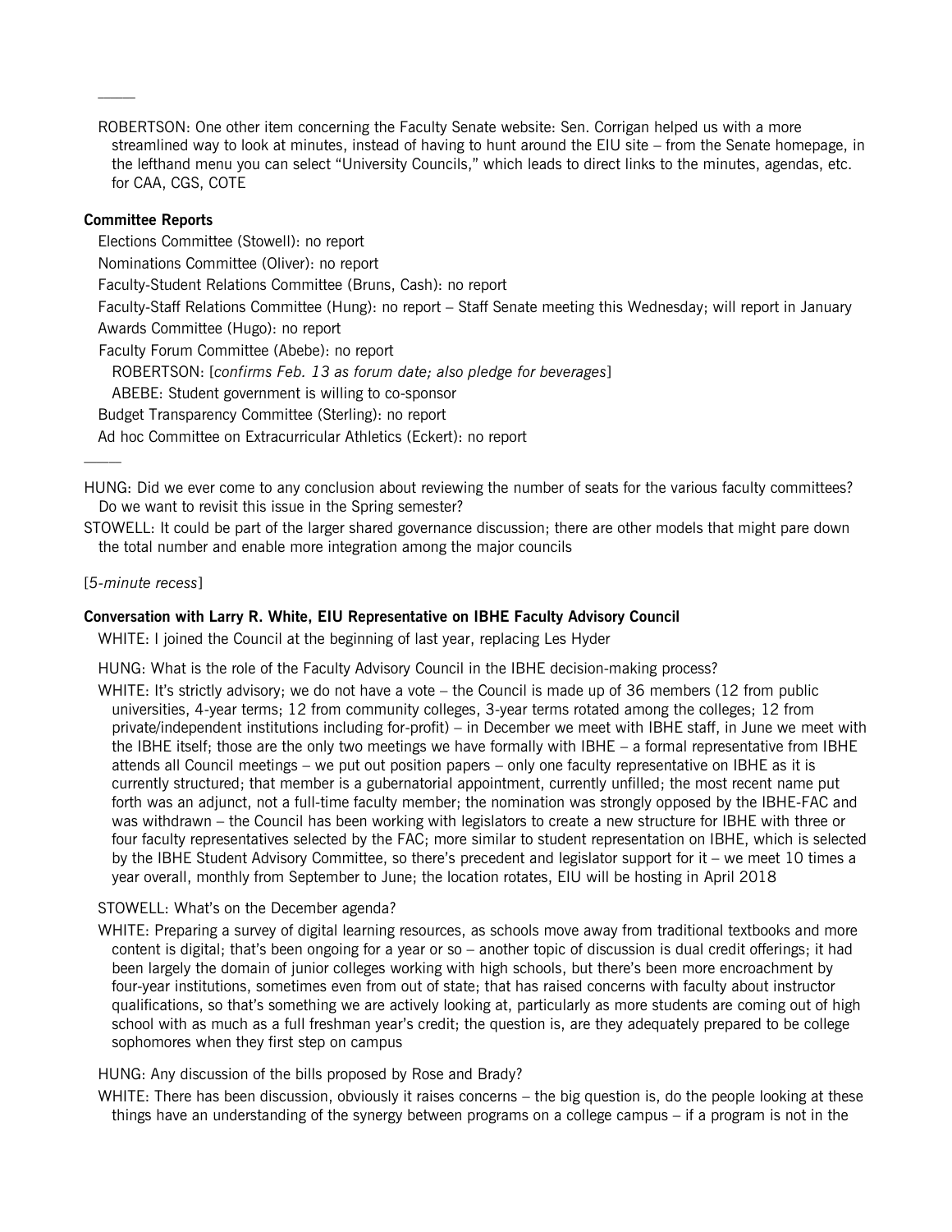———

ROBERTSON: One other item concerning the Faculty Senate website: Sen. Corrigan helped us with a more streamlined way to look at minutes, instead of having to hunt around the EIU site – from the Senate homepage, in the lefthand menu you can select "University Councils," which leads to direct links to the minutes, agendas, etc. for CAA, CGS, COTE

**Committee Reports**

Elections Committee (Stowell): no report

Nominations Committee (Oliver): no report

Faculty-Student Relations Committee (Bruns, Cash): no report

Faculty-Staff Relations Committee (Hung): no report – Staff Senate meeting this Wednesday; will report in January

Awards Committee (Hugo): no report

Faculty Forum Committee (Abebe): no report

ROBERTSON: [*confirms Feb. 13 as forum date; also pledge for beverages*]

ABEBE: Student government is willing to co-sponsor

Budget Transparency Committee (Sterling): no report

Ad hoc Committee on Extracurricular Athletics (Eckert): no report

———

HUNG: Did we ever come to any conclusion about reviewing the number of seats for the various faculty committees? Do we want to revisit this issue in the Spring semester?

STOWELL: It could be part of the larger shared governance discussion; there are other models that might pare down the total number and enable more integration among the major councils

[*5-minute recess*]

**Conversation with Larry R. White, EIU Representative on IBHE Faculty Advisory Council**

WHITE: I joined the Council at the beginning of last year, replacing Les Hyder

HUNG: What is the role of the Faculty Advisory Council in the IBHE decision-making process?

WHITE: It's strictly advisory; we do not have a vote – the Council is made up of 36 members (12 from public universities, 4-year terms; 12 from community colleges, 3-year terms rotated among the colleges; 12 from private/independent institutions including for-profit) – in December we meet with IBHE staff, in June we meet with the IBHE itself; those are the only two meetings we have formally with IBHE – a formal representative from IBHE attends all Council meetings – we put out position papers – only one faculty representative on IBHE as it is currently structured; that member is a gubernatorial appointment, currently unfilled; the most recent name put forth was an adjunct, not a full-time faculty member; the nomination was strongly opposed by the IBHE-FAC and was withdrawn – the Council has been working with legislators to create a new structure for IBHE with three or four faculty representatives selected by the FAC; more similar to student representation on IBHE, which is selected by the IBHE Student Advisory Committee, so there's precedent and legislator support for it – we meet 10 times a year overall, monthly from September to June; the location rotates, EIU will be hosting in April 2018

STOWELL: What's on the December agenda?

WHITE: Preparing a survey of digital learning resources, as schools move away from traditional textbooks and more content is digital; that's been ongoing for a year or so – another topic of discussion is dual credit offerings; it had been largely the domain of junior colleges working with high schools, but there's been more encroachment by four-year institutions, sometimes even from out of state; that has raised concerns with faculty about instructor qualifications, so that's something we are actively looking at, particularly as more students are coming out of high school with as much as a full freshman year's credit; the question is, are they adequately prepared to be college sophomores when they first step on campus

HUNG: Any discussion of the bills proposed by Rose and Brady?

WHITE: There has been discussion, obviously it raises concerns – the big question is, do the people looking at these things have an understanding of the synergy between programs on a college campus – if a program is not in the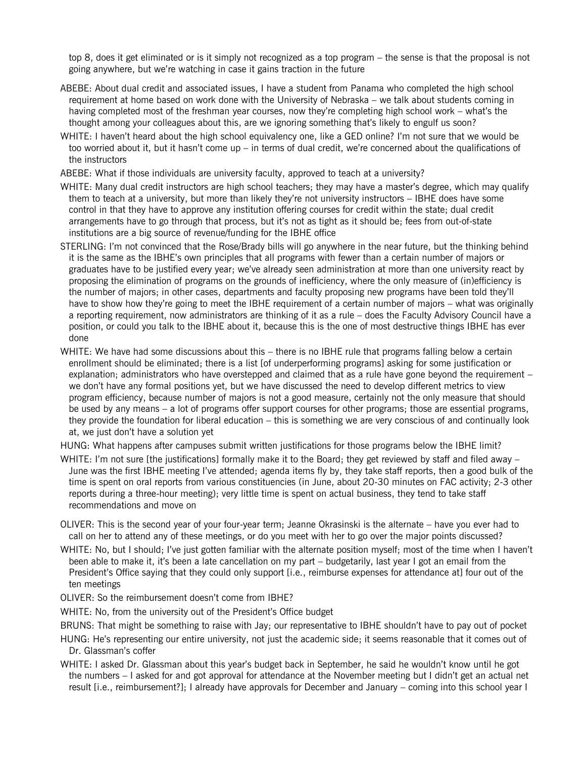top 8, does it get eliminated or is it simply not recognized as a top program – the sense is that the proposal is not going anywhere, but we're watching in case it gains traction in the future

ABEBE: About dual credit and associated issues, I have a student from Panama who completed the high school requirement at home based on work done with the University of Nebraska – we talk about students coming in having completed most of the freshman year courses, now they're completing high school work – what's the thought among your colleagues about this, are we ignoring something that's likely to engulf us soon?

WHITE: I haven't heard about the high school equivalency one, like a GED online? I'm not sure that we would be too worried about it, but it hasn't come up – in terms of dual credit, we're concerned about the qualifications of the instructors

ABEBE: What if those individuals are university faculty, approved to teach at a university?

WHITE: Many dual credit instructors are high school teachers; they may have a master's degree, which may qualify them to teach at a university, but more than likely they're not university instructors – IBHE does have some control in that they have to approve any institution offering courses for credit within the state; dual credit arrangements have to go through that process, but it's not as tight as it should be; fees from out-of-state institutions are a big source of revenue/funding for the IBHE office

STERLING: I'm not convinced that the Rose/Brady bills will go anywhere in the near future, but the thinking behind it is the same as the IBHE's own principles that all programs with fewer than a certain number of majors or graduates have to be justified every year; we've already seen administration at more than one university react by proposing the elimination of programs on the grounds of inefficiency, where the only measure of (in)efficiency is the number of majors; in other cases, departments and faculty proposing new programs have been told they'll have to show how they're going to meet the IBHE requirement of a certain number of majors – what was originally a reporting requirement, now administrators are thinking of it as a rule – does the Faculty Advisory Council have a position, or could you talk to the IBHE about it, because this is the one of most destructive things IBHE has ever done

WHITE: We have had some discussions about this – there is no IBHE rule that programs falling below a certain enrollment should be eliminated; there is a list [of underperforming programs] asking for some justification or explanation; administrators who have overstepped and claimed that as a rule have gone beyond the requirement – we don't have any formal positions yet, but we have discussed the need to develop different metrics to view program efficiency, because number of majors is not a good measure, certainly not the only measure that should be used by any means – a lot of programs offer support courses for other programs; those are essential programs, they provide the foundation for liberal education – this is something we are very conscious of and continually look at, we just don't have a solution yet

HUNG: What happens after campuses submit written justifications for those programs below the IBHE limit?

WHITE: I'm not sure [the justifications] formally make it to the Board; they get reviewed by staff and filed away – June was the first IBHE meeting I've attended; agenda items fly by, they take staff reports, then a good bulk of the time is spent on oral reports from various constituencies (in June, about 20-30 minutes on FAC activity; 2-3 other reports during a three-hour meeting); very little time is spent on actual business, they tend to take staff recommendations and move on

OLIVER: This is the second year of your four-year term; Jeanne Okrasinski is the alternate – have you ever had to call on her to attend any of these meetings, or do you meet with her to go over the major points discussed?

WHITE: No, but I should; I've just gotten familiar with the alternate position myself; most of the time when I haven't been able to make it, it's been a late cancellation on my part – budgetarily, last year I got an email from the President's Office saying that they could only support [i.e., reimburse expenses for attendance at] four out of the ten meetings

OLIVER: So the reimbursement doesn't come from IBHE?

WHITE: No, from the university out of the President's Office budget

BRUNS: That might be something to raise with Jay; our representative to IBHE shouldn't have to pay out of pocket

HUNG: He's representing our entire university, not just the academic side; it seems reasonable that it comes out of Dr. Glassman's coffer

WHITE: I asked Dr. Glassman about this year's budget back in September, he said he wouldn't know until he got the numbers – I asked for and got approval for attendance at the November meeting but I didn't get an actual net result [i.e., reimbursement?]; I already have approvals for December and January – coming into this school year I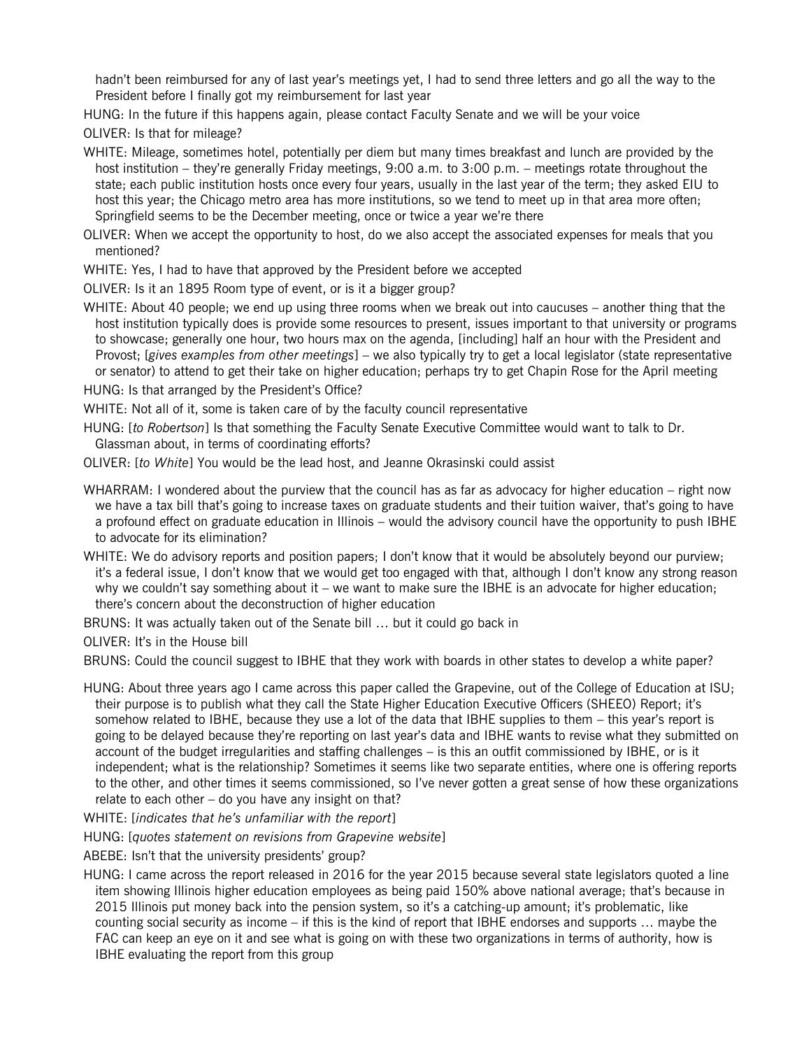hadn't been reimbursed for any of last year's meetings yet, I had to send three letters and go all the way to the President before I finally got my reimbursement for last year

HUNG: In the future if this happens again, please contact Faculty Senate and we will be your voice

OLIVER: Is that for mileage?

WHITE: Mileage, sometimes hotel, potentially per diem but many times breakfast and lunch are provided by the host institution – they're generally Friday meetings, 9:00 a.m. to 3:00 p.m. – meetings rotate throughout the state; each public institution hosts once every four years, usually in the last year of the term; they asked EIU to host this year; the Chicago metro area has more institutions, so we tend to meet up in that area more often; Springfield seems to be the December meeting, once or twice a year we're there

OLIVER: When we accept the opportunity to host, do we also accept the associated expenses for meals that you mentioned?

WHITE: Yes, I had to have that approved by the President before we accepted

OLIVER: Is it an 1895 Room type of event, or is it a bigger group?

WHITE: About 40 people; we end up using three rooms when we break out into caucuses – another thing that the host institution typically does is provide some resources to present, issues important to that university or programs to showcase; generally one hour, two hours max on the agenda, [including] half an hour with the President and Provost; [*gives examples from other meetings*] – we also typically try to get a local legislator (state representative or senator) to attend to get their take on higher education; perhaps try to get Chapin Rose for the April meeting

HUNG: Is that arranged by the President's Office?

WHITE: Not all of it, some is taken care of by the faculty council representative

HUNG: [*to Robertson*] Is that something the Faculty Senate Executive Committee would want to talk to Dr. Glassman about, in terms of coordinating efforts?

OLIVER: [*to White*] You would be the lead host, and Jeanne Okrasinski could assist

WHARRAM: I wondered about the purview that the council has as far as advocacy for higher education – right now we have a tax bill that's going to increase taxes on graduate students and their tuition waiver, that's going to have a profound effect on graduate education in Illinois – would the advisory council have the opportunity to push IBHE to advocate for its elimination?

WHITE: We do advisory reports and position papers; I don't know that it would be absolutely beyond our purview; it's a federal issue, I don't know that we would get too engaged with that, although I don't know any strong reason why we couldn't say something about it – we want to make sure the IBHE is an advocate for higher education; there's concern about the deconstruction of higher education

BRUNS: It was actually taken out of the Senate bill … but it could go back in

OLIVER: It's in the House bill

BRUNS: Could the council suggest to IBHE that they work with boards in other states to develop a white paper?

HUNG: About three years ago I came across this paper called the Grapevine, out of the College of Education at ISU; their purpose is to publish what they call the State Higher Education Executive Officers (SHEEO) Report; it's somehow related to IBHE, because they use a lot of the data that IBHE supplies to them – this year's report is going to be delayed because they're reporting on last year's data and IBHE wants to revise what they submitted on account of the budget irregularities and staffing challenges – is this an outfit commissioned by IBHE, or is it independent; what is the relationship? Sometimes it seems like two separate entities, where one is offering reports to the other, and other times it seems commissioned, so I've never gotten a great sense of how these organizations relate to each other – do you have any insight on that?

WHITE: [*indicates that he's unfamiliar with the report*]

HUNG: [*quotes statement on revisions from Grapevine website*]

ABEBE: Isn't that the university presidents' group?

HUNG: I came across the report released in 2016 for the year 2015 because several state legislators quoted a line item showing Illinois higher education employees as being paid 150% above national average; that's because in 2015 Illinois put money back into the pension system, so it's a catching-up amount; it's problematic, like counting social security as income – if this is the kind of report that IBHE endorses and supports … maybe the FAC can keep an eye on it and see what is going on with these two organizations in terms of authority, how is IBHE evaluating the report from this group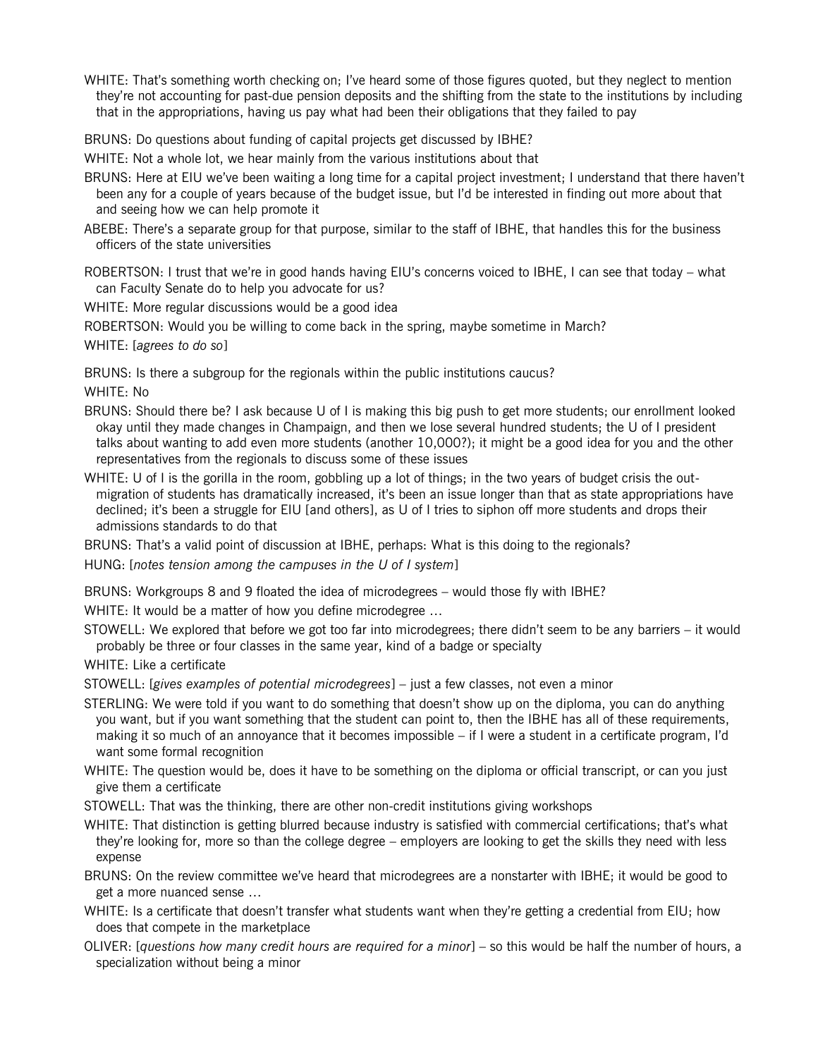WHITE: That's something worth checking on; I've heard some of those figures quoted, but they neglect to mention they're not accounting for past-due pension deposits and the shifting from the state to the institutions by including that in the appropriations, having us pay what had been their obligations that they failed to pay

BRUNS: Do questions about funding of capital projects get discussed by IBHE?

WHITE: Not a whole lot, we hear mainly from the various institutions about that

BRUNS: Here at EIU we've been waiting a long time for a capital project investment; I understand that there haven't been any for a couple of years because of the budget issue, but I'd be interested in finding out more about that and seeing how we can help promote it

ABEBE: There's a separate group for that purpose, similar to the staff of IBHE, that handles this for the business officers of the state universities

ROBERTSON: I trust that we're in good hands having EIU's concerns voiced to IBHE, I can see that today – what can Faculty Senate do to help you advocate for us?

WHITE: More regular discussions would be a good idea

ROBERTSON: Would you be willing to come back in the spring, maybe sometime in March?

WHITE: [*agrees to do so*]

BRUNS: Is there a subgroup for the regionals within the public institutions caucus?

WHITE: No

BRUNS: Should there be? I ask because U of I is making this big push to get more students; our enrollment looked okay until they made changes in Champaign, and then we lose several hundred students; the U of I president talks about wanting to add even more students (another 10,000?); it might be a good idea for you and the other representatives from the regionals to discuss some of these issues

WHITE: U of I is the gorilla in the room, gobbling up a lot of things; in the two years of budget crisis the out-migration of students has dramatically increased, it's been an issue longer than that as state appropriations have declined; it's been a struggle for EIU [and others], as U of I tries to siphon off more students and drops their admissions standards to do that

BRUNS: That's a valid point of discussion at IBHE, perhaps: What is this doing to the regionals?

HUNG: [*notes tension among the campuses in the U of I system*]

BRUNS: Workgroups 8 and 9 floated the idea of microdegrees – would those fly with IBHE?

WHITE: It would be a matter of how you define microdegree …

STOWELL: We explored that before we got too far into microdegrees; there didn't seem to be any barriers – it would probably be three or four classes in the same year, kind of a badge or specialty

WHITE: Like a certificate

STOWELL: [*gives examples of potential microdegrees*] – just a few classes, not even a minor

STERLING: We were told if you want to do something that doesn't show up on the diploma, you can do anything you want, but if you want something that the student can point to, then the IBHE has all of these requirements, making it so much of an annoyance that it becomes impossible – if I were a student in a certificate program, I'd want some formal recognition

WHITE: The question would be, does it have to be something on the diploma or official transcript, or can you just give them a certificate

STOWELL: That was the thinking, there are other non-credit institutions giving workshops

WHITE: That distinction is getting blurred because industry is satisfied with commercial certifications; that's what they're looking for, more so than the college degree – employers are looking to get the skills they need with less expense

BRUNS: On the review committee we've heard that microdegrees are a nonstarter with IBHE; it would be good to get a more nuanced sense …

WHITE: Is a certificate that doesn't transfer what students want when they're getting a credential from EIU; how does that compete in the marketplace

OLIVER: [*questions how many credit hours are required for a minor*] – so this would be half the number of hours, a specialization without being a minor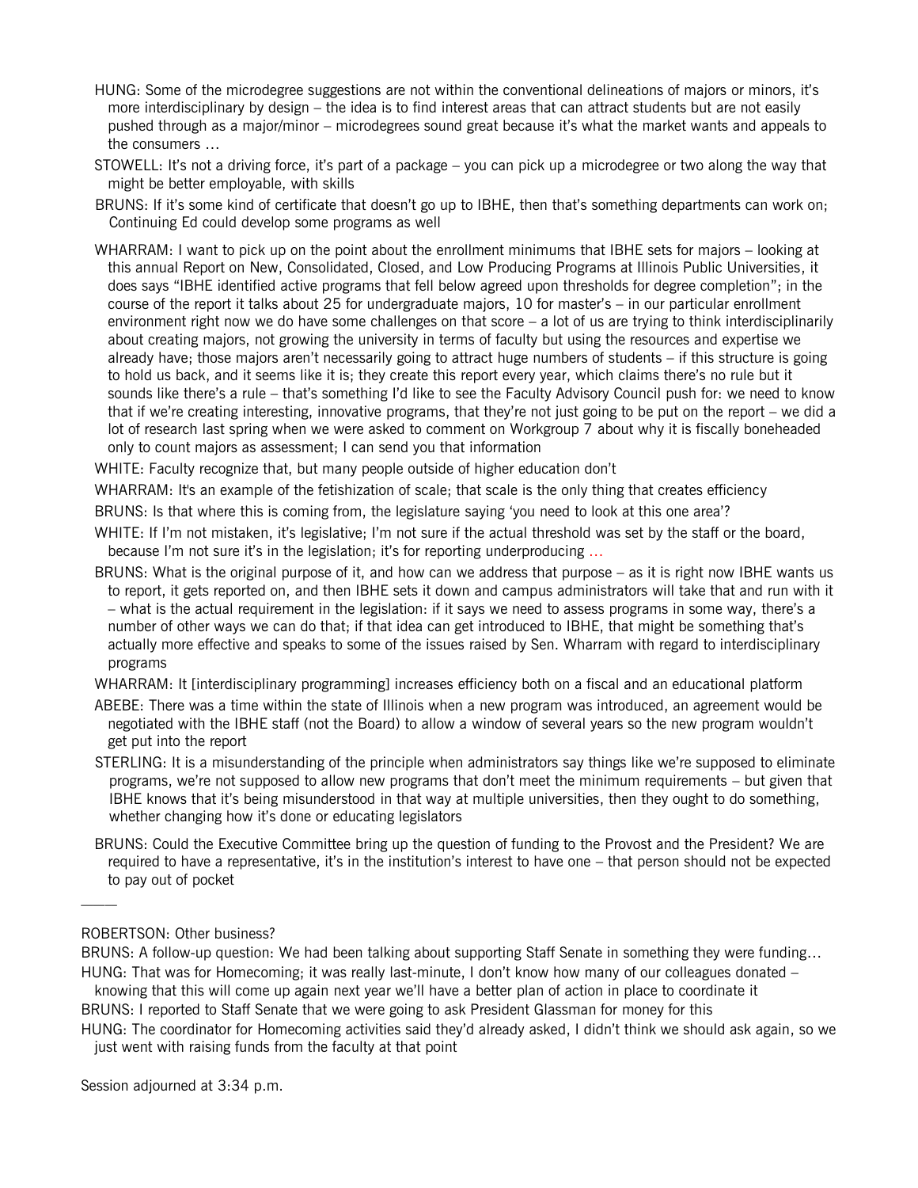HUNG: Some of the microdegree suggestions are not within the conventional delineations of majors or minors, it's more interdisciplinary by design – the idea is to find interest areas that can attract students but are not easily pushed through as a major/minor – microdegrees sound great because it's what the market wants and appeals to the consumers …

STOWELL: It's not a driving force, it's part of a package – you can pick up a microdegree or two along the way that might be better employable, with skills

BRUNS: If it's some kind of certificate that doesn't go up to IBHE, then that's something departments can work on; Continuing Ed could develop some programs as well

WHARRAM: I want to pick up on the point about the enrollment minimums that IBHE sets for majors – looking at this annual Report on New, Consolidated, Closed, and Low Producing Programs at Illinois Public Universities, it does says "IBHE identified active programs that fell below agreed upon thresholds for degree completion"; in the course of the report it talks about 25 for undergraduate majors, 10 for master's – in our particular enrollment environment right now we do have some challenges on that score – a lot of us are trying to think interdisciplinarily about creating majors, not growing the university in terms of faculty but using the resources and expertise we already have; those majors aren't necessarily going to attract huge numbers of students – if this structure is going to hold us back, and it seems like it is; they create this report every year, which claims there's no rule but it sounds like there's a rule – that's something I'd like to see the Faculty Advisory Council push for: we need to know that if we're creating interesting, innovative programs, that they're not just going to be put on the report – we did a lot of research last spring when we were asked to comment on Workgroup 7 about why it is fiscally boneheaded only to count majors as assessment; I can send you that information

WHITE: Faculty recognize that, but many people outside of higher education don't

WHARRAM: It's an example of the fetishization of scale; that scale is the only thing that creates efficiency

BRUNS: Is that where this is coming from, the legislature saying 'you need to look at this one area'?

WHITE: If I'm not mistaken, it's legislative; I'm not sure if the actual threshold was set by the staff or the board, because I'm not sure it's in the legislation; it's for reporting underproducing …

BRUNS: What is the original purpose of it, and how can we address that purpose – as it is right now IBHE wants us to report, it gets reported on, and then IBHE sets it down and campus administrators will take that and run with it – what is the actual requirement in the legislation: if it says we need to assess programs in some way, there's a number of other ways we can do that; if that idea can get introduced to IBHE, that might be something that's actually more effective and speaks to some of the issues raised by Sen. Wharram with regard to interdisciplinary programs

WHARRAM: It [interdisciplinary programming] increases efficiency both on a fiscal and an educational platform

ABEBE: There was a time within the state of Illinois when a new program was introduced, an agreement would be negotiated with the IBHE staff (not the Board) to allow a window of several years so the new program wouldn't get put into the report

STERLING: It is a misunderstanding of the principle when administrators say things like we're supposed to eliminate programs, we're not supposed to allow new programs that don't meet the minimum requirements – but given that IBHE knows that it's being misunderstood in that way at multiple universities, then they ought to do something, whether changing how it's done or educating legislators

BRUNS: Could the Executive Committee bring up the question of funding to the Provost and the President? We are required to have a representative, it's in the institution's interest to have one – that person should not be expected to pay out of pocket

——

ROBERTSON: Other business?

BRUNS: A follow-up question: We had been talking about supporting Staff Senate in something they were funding…

HUNG: That was for Homecoming; it was really last-minute, I don't know how many of our colleagues donated – knowing that this will come up again next year we'll have a better plan of action in place to coordinate it

BRUNS: I reported to Staff Senate that we were going to ask President Glassman for money for this

HUNG: The coordinator for Homecoming activities said they'd already asked, I didn't think we should ask again, so we just went with raising funds from the faculty at that point

Session adjourned at 3:34 p.m.